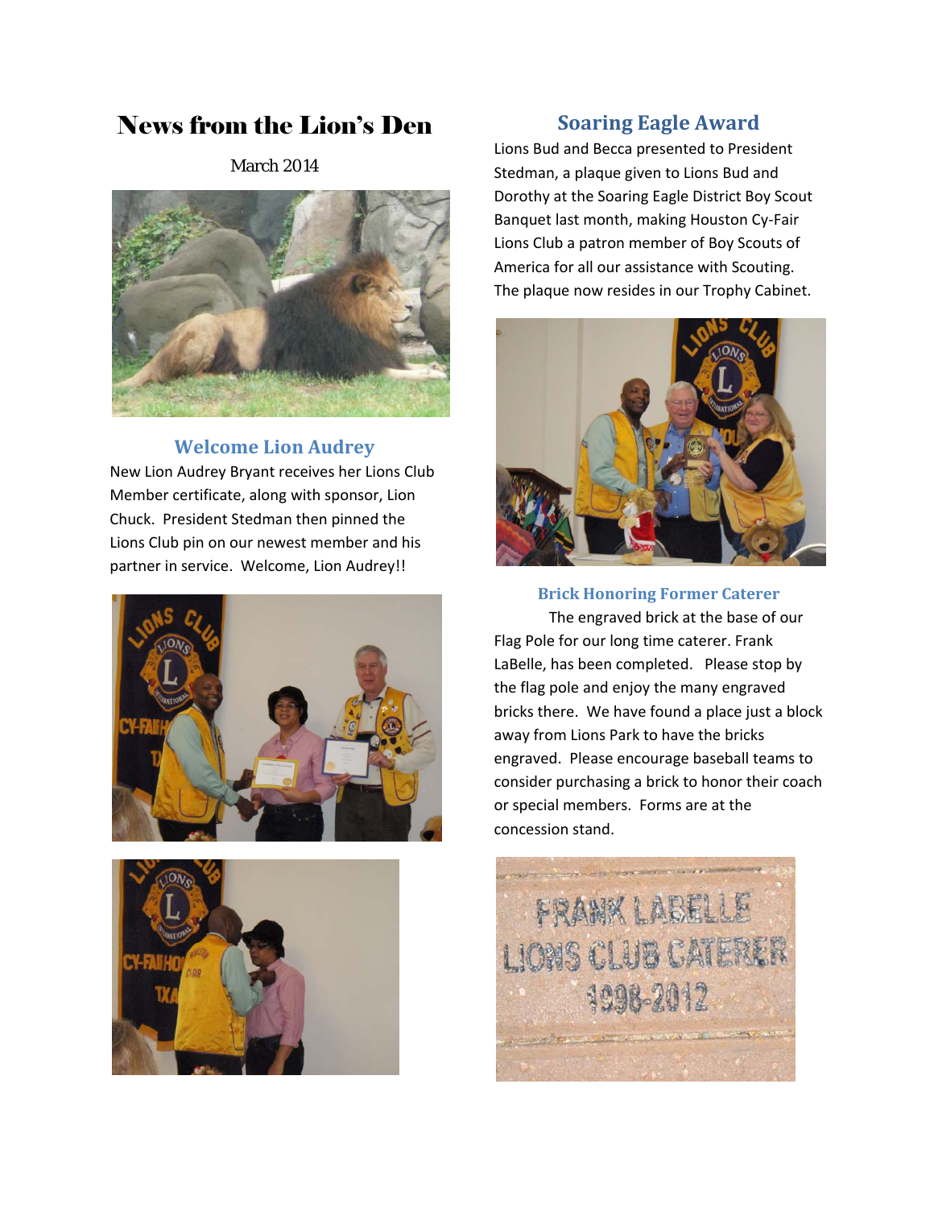# News from the Lion's Den

March 2014

## Welcome Lion Audrey

New Lion Audrey Bryant receives her Lions Club Member certificate, along with sponsor, Lion Chuck. President Stedman then pinned the Lions Club pin on our newest member and his partner in service. Welcome, Lion Audrey!!

## Soaring Eagle Award

Lions Bud and Becca presented to President Stedman, a plaque given to Lions Bud and Dorothy at the Soaring Eagle District Boy Scout Banquet last month, making Houston Cy-Fair Lions Club a patron member of Boy Scouts of America for all our assistance with Scouting. The plaque now resides in our Trophy Cabinet.

### Brick Honoring Former Caterer

The engraved brick at the base of our Flag Pole for our long time caterer. Frank LaBelle, has been completed. Please stop by the flag pole and enjoy the many engraved bricks there. We have found a place just a block away from Lions Park to have the bricks engraved. Please encourage baseball teams to consider purchasing a brick to honor their coach or special members. Forms are at the concession stand.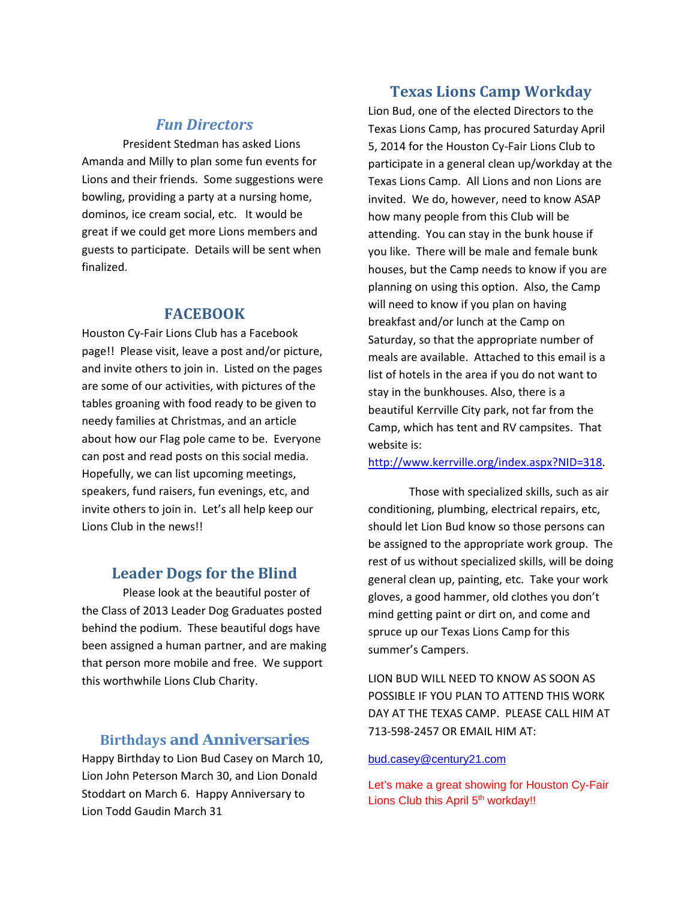## *Fun Directors*

President Stedman has asked Lions Amanda and Milly to plan some fun events for Lions and their friends. Some suggestions were bowling, providing a party at a nursing home, dominos, ice cream social, etc. It would be great if we could get more Lions members and guests to participate. Details will be sent when finalized.

## FACEBOOK

Houston Cy-Fair Lions Club has a Facebook page!! Please visit, leave a post and/or picture, and invite others to join in. Listed on the pages are some of our activities, with pictures of the tables groaning with food ready to be given to needy families at Christmas, and an article about how our Flag pole came to be. Everyone can post and read posts on this social media. Hopefully, we can list upcoming meetings, speakers, fund raisers, fun evenings, etc, and invite others to join in. Let's all help keep our Lions Club in the news!!

## Leader Dogs for the Blind

Please look at the beautiful poster of the Class of 2013 Leader Dog Graduates posted behind the podium. These beautiful dogs have been assigned a human partner, and are making that person more mobile and free. We support this worthwhile Lions Club Charity.

## Birthdays and Anniversaries

Happy Birthday to Lion Bud Casey on March 10, Lion John Peterson March 30, and Lion Donald Stoddart on March 6. Happy Anniversary to Lion Todd Gaudin March 31

## Texas Lions Camp Workday

Lion Bud, one of the elected Directors to the Texas Lions Camp, has procured Saturday April 5, 2014 for the Houston Cy-Fair Lions Club to participate in a general clean up/workday at the Texas Lions Camp. All Lions and non Lions are invited. We do, however, need to know ASAP how many people from this Club will be attending. You can stay in the bunk house if you like. There will be male and female bunk houses, but the Camp needs to know if you are planning on using this option. Also, the Camp will need to know if you plan on having breakfast and/or lunch at the Camp on Saturday, so that the appropriate number of meals are available. Attached to this email is a list of hotels in the area if you do not want to stay in the bunkhouses. Also, there is a beautiful Kerrville City park, not far from the Camp, which has tent and RV campsites. That website is: http://www.kerrville.org/index.aspx?NID=318.

Those with specialized skills, such as air conditioning, plumbing, electrical repairs, etc, should let Lion Bud know so those persons can be assigned to the appropriate work group. The rest of us without specialized skills, will be doing general clean up, painting, etc. Take your work gloves, a good hammer, old clothes you don't mind getting paint or dirt on, and come and spruce up our Texas Lions Camp for this summer's Campers.

LION BUD WILL NEED TO KNOW AS SOON AS POSSIBLE IF YOU PLAN TO ATTEND THIS WORK DAY AT THE TEXAS CAMP. PLEASE CALL HIM AT 713-598-2457 OR EMAIL HIM AT:

bud.casey@century21.com

Let's make a great showing for Houston Cy-Fair Lions Club this April 5th workday!!